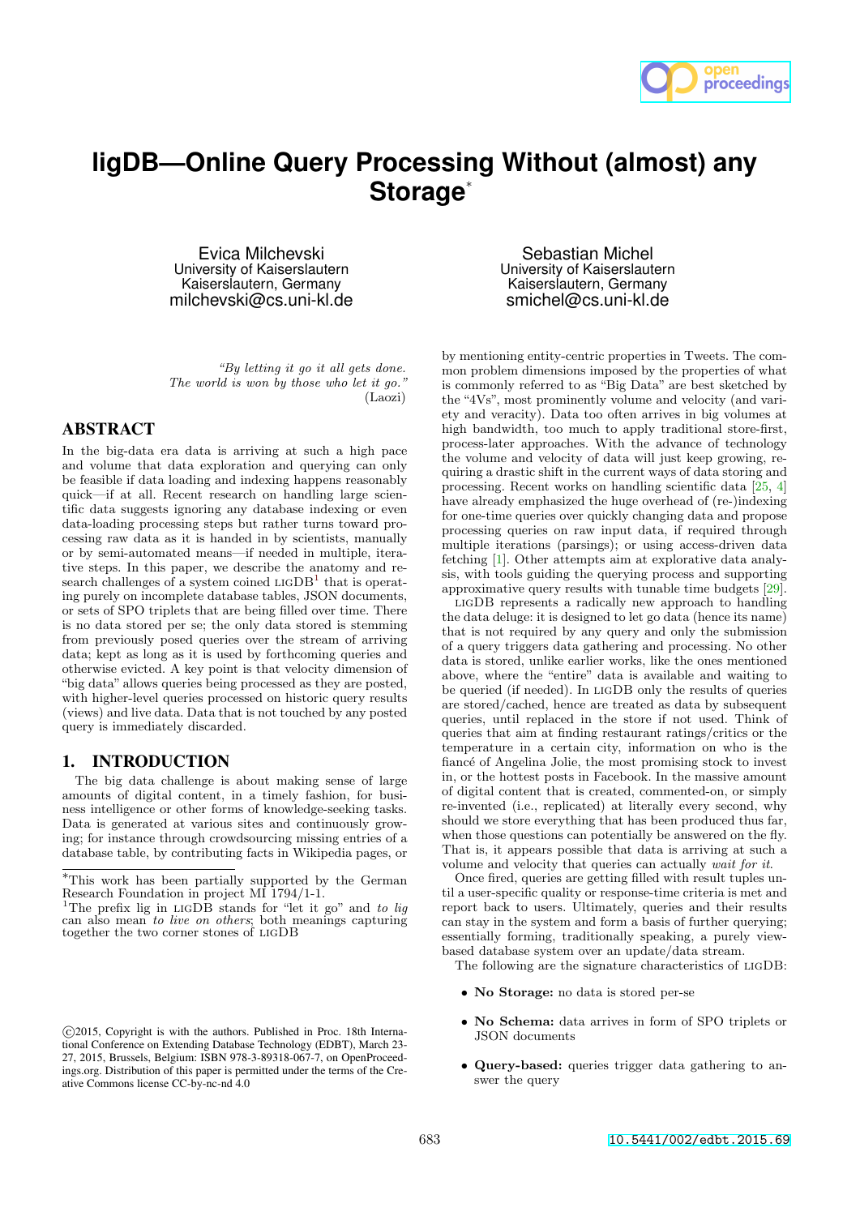# ligDB—Online Query Processing Without (almost) any Storage*

Evica Milchevski
University of Kaiserslautern
Kaiserslautern, Germany
milchevski@cs.uni-kl.de

Sebastian Michel
University of Kaiserslautern
Kaiserslautern, Germany
smichel@cs.uni-kl.de

*"By letting it go it all gets done. The world is won by those who let it go."* (Laozi)

## ABSTRACT

In the big-data era data is arriving at such a high pace and volume that data exploration and querying can only be feasible if data loading and indexing happens reasonably quick—if at all. Recent research on handling large scientific data suggests ignoring any database indexing or even data-loading processing steps but rather turns toward processing raw data as it is handed in by scientists, manually or by semi-automated means—if needed in multiple, iterative steps. In this paper, we describe the anatomy and research challenges of a system coined LIGDB[1] that is operating purely on incomplete database tables, JSON documents, or sets of SPO triplets that are being filled over time. There is no data stored per se; the only data stored is stemming from previously posed queries over the stream of arriving data; kept as long as it is used by forthcoming queries and otherwise evicted. A key point is that velocity dimension of "big data" allows queries being processed as they are posted, with higher-level queries processed on historic query results (views) and live data. Data that is not touched by any posted query is immediately discarded.

## 1. INTRODUCTION

The big data challenge is about making sense of large amounts of digital content, in a timely fashion, for business intelligence or other forms of knowledge-seeking tasks. Data is generated at various sites and continuously growing; for instance through crowdsourcing missing entries of a database table, by contributing facts in Wikipedia pages, or by mentioning entity-centric properties in Tweets. The common problem dimensions imposed by the properties of what is commonly referred to as "Big Data" are best sketched by the "4Vs", most prominently volume and velocity (and variety and veracity). Data too often arrives in big volumes at high bandwidth, too much to apply traditional store-first, process-later approaches. With the advance of technology the volume and velocity of data will just keep growing, requiring a drastic shift in the current ways of data storing and processing. Recent works on handling scientific data [25, 4] have already emphasized the huge overhead of (re-)indexing for one-time queries over quickly changing data and propose processing queries on raw input data, if required through multiple iterations (parsings); or using access-driven data fetching [1]. Other attempts aim at explorative data analysis, with tools guiding the querying process and supporting approximative query results with tunable time budgets [29].

LIGDB represents a radically new approach to handling the data deluge: it is designed to let go data (hence its name) that is not required by any query and only the submission of a query triggers data gathering and processing. No other data is stored, unlike earlier works, like the ones mentioned above, where the "entire" data is available and waiting to be queried (if needed). In LIGDB only the results of queries are stored/cached, hence are treated as data by subsequent queries, until replaced in the store if not used. Think of queries that aim at finding restaurant ratings/critics or the temperature in a certain city, information on who is the fiancé of Angelina Jolie, the most promising stock to invest in, or the hottest posts in Facebook. In the massive amount of digital content that is created, commented-on, or simply re-invented (i.e., replicated) at literally every second, why should we store everything that has been produced thus far, when those questions can potentially be answered on the fly. That is, it appears possible that data is arriving at such a volume and velocity that queries can actually *wait for it*.

Once fired, queries are getting filled with result tuples until a user-specific quality or response-time criteria is met and report back to users. Ultimately, queries and their results can stay in the system and form a basis of further querying; essentially forming, traditionally speaking, a purely view-based database system over an update/data stream.

The following are the signature characteristics of LIGDB:

- **No Storage:** no data is stored per-se
- **No Schema:** data arrives in form of SPO triplets or JSON documents
- **Query-based:** queries trigger data gathering to answer the query

*This work has been partially supported by the German Research Foundation in project MI 1794/1-1.

[1]The prefix lig in LIGDB stands for "let it go" and *to lig* can also mean *to live on others*; both meanings capturing together the two corner stones of LIGDB

©2015, Copyright is with the authors. Published in Proc. 18th International Conference on Extending Database Technology (EDBT), March 23-27, 2015, Brussels, Belgium: ISBN 978-3-89318-067-7, on OpenProceedings.org. Distribution of this paper is permitted under the terms of the Creative Commons license CC-by-nc-nd 4.0

10.5441/002/edbt.2015.69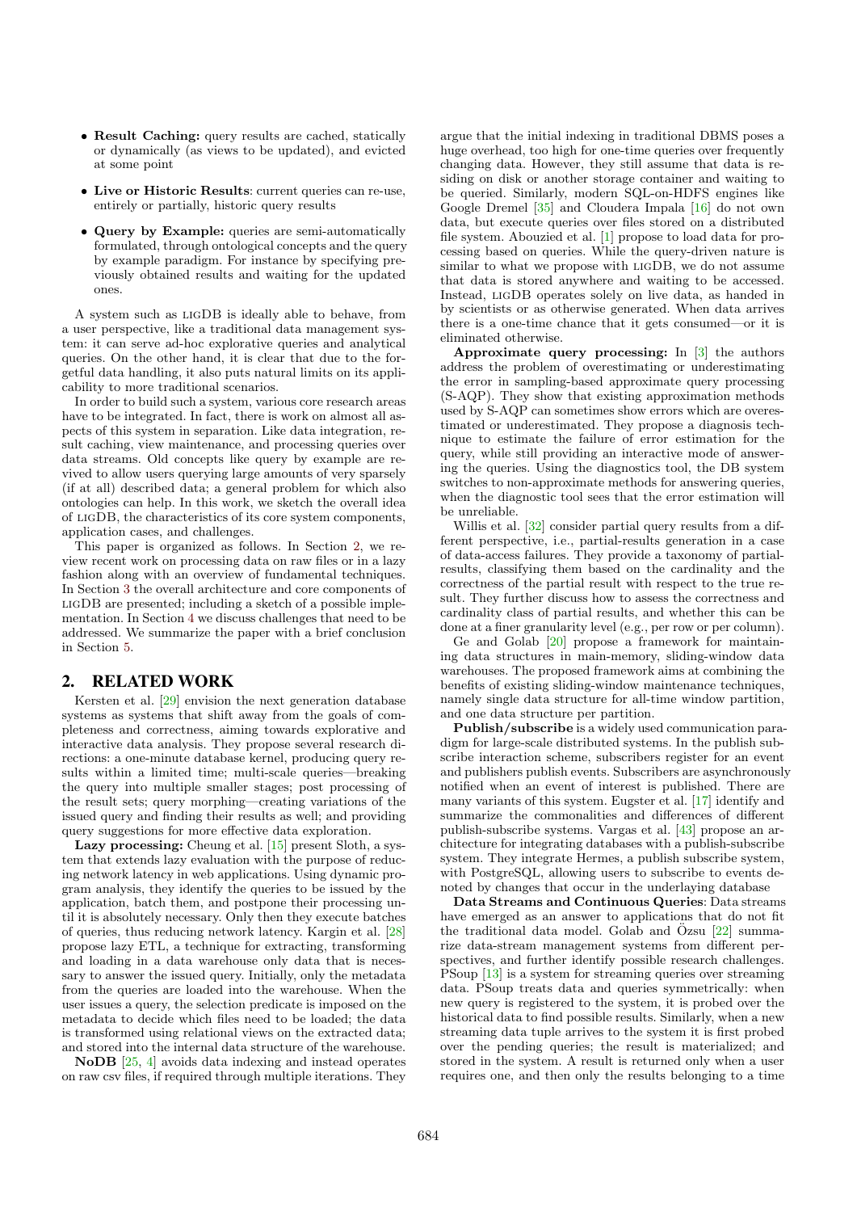- **Result Caching:** query results are cached, statically or dynamically (as views to be updated), and evicted at some point
- **Live or Historic Results**: current queries can re-use, entirely or partially, historic query results
- **Query by Example:** queries are semi-automatically formulated, through ontological concepts and the query by example paradigm. For instance by specifying previously obtained results and waiting for the updated ones.

A system such as LIGDB is ideally able to behave, from a user perspective, like a traditional data management system: it can serve ad-hoc explorative queries and analytical queries. On the other hand, it is clear that due to the forgetful data handling, it also puts natural limits on its applicability to more traditional scenarios.

In order to build such a system, various core research areas have to be integrated. In fact, there is work on almost all aspects of this system in separation. Like data integration, result caching, view maintenance, and processing queries over data streams. Old concepts like query by example are revived to allow users querying large amounts of very sparsely (if at all) described data; a general problem for which also ontologies can help. In this work, we sketch the overall idea of LIGDB, the characteristics of its core system components, application cases, and challenges.

This paper is organized as follows. In Section 2, we review recent work on processing data on raw files or in a lazy fashion along with an overview of fundamental techniques. In Section 3 the overall architecture and core components of LIGDB are presented; including a sketch of a possible implementation. In Section 4 we discuss challenges that need to be addressed. We summarize the paper with a brief conclusion in Section 5.

## 2. RELATED WORK

Kersten et al. [29] envision the next generation database systems as systems that shift away from the goals of completeness and correctness, aiming towards explorative and interactive data analysis. They propose several research directions: a one-minute database kernel, producing query results within a limited time; multi-scale queries—breaking the query into multiple smaller stages; post processing of the result sets; query morphing—creating variations of the issued query and finding their results as well; and providing query suggestions for more effective data exploration.

**Lazy processing:** Cheung et al. [15] present Sloth, a system that extends lazy evaluation with the purpose of reducing network latency in web applications. Using dynamic program analysis, they identify the queries to be issued by the application, batch them, and postpone their processing until it is absolutely necessary. Only then they execute batches of queries, thus reducing network latency. Kargin et al. [28] propose lazy ETL, a technique for extracting, transforming and loading in a data warehouse only data that is necessary to answer the issued query. Initially, only the metadata from the queries are loaded into the warehouse. When the user issues a query, the selection predicate is imposed on the metadata to decide which files need to be loaded; the data is transformed using relational views on the extracted data; and stored into the internal data structure of the warehouse.

**NoDB** [25, 4] avoids data indexing and instead operates on raw csv files, if required through multiple iterations. They argue that the initial indexing in traditional DBMS poses a huge overhead, too high for one-time queries over frequently changing data. However, they still assume that data is residing on disk or another storage container and waiting to be queried. Similarly, modern SQL-on-HDFS engines like Google Dremel [35] and Cloudera Impala [16] do not own data, but execute queries over files stored on a distributed file system. Abouzied et al. [1] propose to load data for processing based on queries. While the query-driven nature is similar to what we propose with LIGDB, we do not assume that data is stored anywhere and waiting to be accessed. Instead, LIGDB operates solely on live data, as handed in by scientists or as otherwise generated. When data arrives there is a one-time chance that it gets consumed—or it is eliminated otherwise.

**Approximate query processing:** In [3] the authors address the problem of overestimating or underestimating the error in sampling-based approximate query processing (S-AQP). They show that existing approximation methods used by S-AQP can sometimes show errors which are overestimated or underestimated. They propose a diagnosis technique to estimate the failure of error estimation for the query, while still providing an interactive mode of answering the queries. Using the diagnostics tool, the DB system switches to non-approximate methods for answering queries, when the diagnostic tool sees that the error estimation will be unreliable.

Willis et al. [32] consider partial query results from a different perspective, i.e., partial-results generation in a case of data-access failures. They provide a taxonomy of partial-results, classifying them based on the cardinality and the correctness of the partial result with respect to the true result. They further discuss how to assess the correctness and cardinality class of partial results, and whether this can be done at a finer granularity level (e.g., per row or per column).

Ge and Golab [20] propose a framework for maintaining data structures in main-memory, sliding-window data warehouses. The proposed framework aims at combining the benefits of existing sliding-window maintenance techniques, namely single data structure for all-time window partition, and one data structure per partition.

**Publish/subscribe** is a widely used communication paradigm for large-scale distributed systems. In the publish subscribe interaction scheme, subscribers register for an event and publishers publish events. Subscribers are asynchronously notified when an event of interest is published. There are many variants of this system. Eugster et al. [17] identify and summarize the commonalities and differences of different publish-subscribe systems. Vargas et al. [43] propose an architecture for integrating databases with a publish-subscribe system. They integrate Hermes, a publish subscribe system, with PostgreSQL, allowing users to subscribe to events denoted by changes that occur in the underlaying database

**Data Streams and Continuous Queries**: Data streams have emerged as an answer to applications that do not fit the traditional data model. Golab and Özsu [22] summarize data-stream management systems from different perspectives, and further identify possible research challenges. PSoup [13] is a system for streaming queries over streaming data. PSoup treats data and queries symmetrically: when new query is registered to the system, it is probed over the historical data to find possible results. Similarly, when a new streaming data tuple arrives to the system it is first probed over the pending queries; the result is materialized; and stored in the system. A result is returned only when a user requires one, and then only the results belonging to a time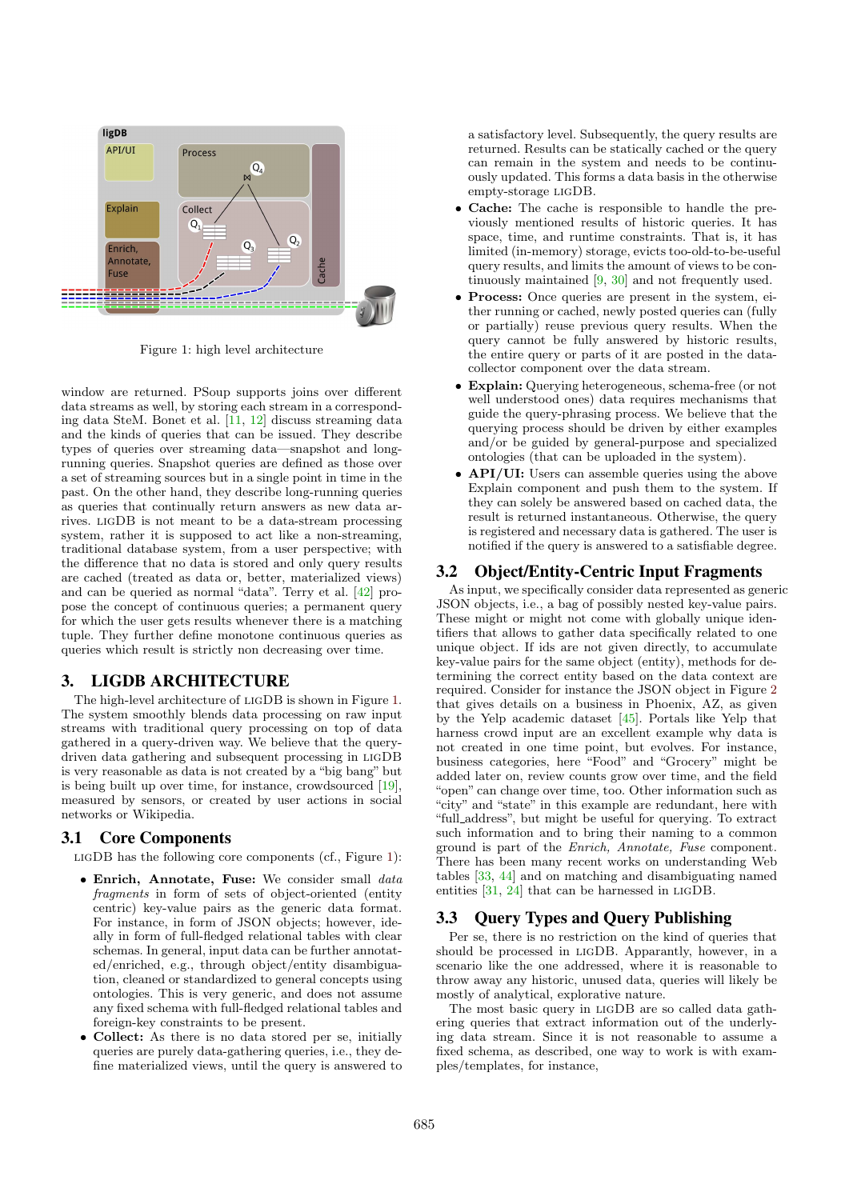Figure 1: high level architecture

window are returned. PSoup supports joins over different data streams as well, by storing each stream in a corresponding data SteM. Bonet et al. [11, 12] discuss streaming data and the kinds of queries that can be issued. They describe types of queries over streaming data—snapshot and long-running queries. Snapshot queries are defined as those over a set of streaming sources but in a single point in time in the past. On the other hand, they describe long-running queries as queries that continually return answers as new data arrives. LIGDB is not meant to be a data-stream processing system, rather it is supposed to act like a non-streaming, traditional database system, from a user perspective; with the difference that no data is stored and only query results are cached (treated as data or, better, materialized views) and can be queried as normal "data". Terry et al. [42] propose the concept of continuous queries; a permanent query for which the user gets results whenever there is a matching tuple. They further define monotone continuous queries as queries which result is strictly non decreasing over time.

# 3. LIGDB ARCHITECTURE

The high-level architecture of LIGDB is shown in Figure 1. The system smoothly blends data processing on raw input streams with traditional query processing on top of data gathered in a query-driven way. We believe that the query-driven data gathering and subsequent processing in LIGDB is very reasonable as data is not created by a "big bang" but is being built up over time, for instance, crowdsourced [19], measured by sensors, or created by user actions in social networks or Wikipedia.

## 3.1 Core Components

LIGDB has the following core components (cf., Figure 1):

- **Enrich, Annotate, Fuse:** We consider small *data fragments* in form of sets of object-oriented (entity centric) key-value pairs as the generic data format. For instance, in form of JSON objects; however, ideally in form of full-fledged relational tables with clear schemas. In general, input data can be further annotated/enriched, e.g., through object/entity disambiguation, cleaned or standardized to general concepts using ontologies. This is very generic, and does not assume any fixed schema with full-fledged relational tables and foreign-key constraints to be present.
- **Collect:** As there is no data stored per se, initially queries are purely data-gathering queries, i.e., they define materialized views, until the query is answered to a satisfactory level. Subsequently, the query results are returned. Results can be statically cached or the query can remain in the system and needs to be continuously updated. This forms a data basis in the otherwise empty-storage LIGDB.
- **Cache:** The cache is responsible to handle the previously mentioned results of historic queries. It has space, time, and runtime constraints. That is, it has limited (in-memory) storage, evicts too-old-to-be-useful query results, and limits the amount of views to be continuously maintained [9, 30] and not frequently used.
- **Process:** Once queries are present in the system, either running or cached, newly posted queries can (fully or partially) reuse previous query results. When the query cannot be fully answered by historic results, the entire query or parts of it are posted in the data-collector component over the data stream.
- **Explain:** Querying heterogeneous, schema-free (or not well understood ones) data requires mechanisms that guide the query-phrasing process. We believe that the querying process should be driven by either examples and/or be guided by general-purpose and specialized ontologies (that can be uploaded in the system).
- **API/UI:** Users can assemble queries using the above Explain component and push them to the system. If they can solely be answered based on cached data, the result is returned instantaneous. Otherwise, the query is registered and necessary data is gathered. The user is notified if the query is answered to a satisfiable degree.

## 3.2 Object/Entity-Centric Input Fragments

As input, we specifically consider data represented as generic JSON objects, i.e., a bag of possibly nested key-value pairs. These might or might not come with globally unique identifiers that allows to gather data specifically related to one unique object. If ids are not given directly, to accumulate key-value pairs for the same object (entity), methods for determining the correct entity based on the data context are required. Consider for instance the JSON object in Figure 2 that gives details on a business in Phoenix, AZ, as given by the Yelp academic dataset [45]. Portals like Yelp that harness crowd input are an excellent example why data is not created in one time point, but evolves. For instance, business categories, here "Food" and "Grocery" might be added later on, review counts grow over time, and the field "open" can change over time, too. Other information such as "city" and "state" in this example are redundant, here with "full_address", but might be useful for querying. To extract such information and to bring their naming to a common ground is part of the *Enrich, Annotate, Fuse* component. There has been many recent works on understanding Web tables [33, 44] and on matching and disambiguating named entities [31, 24] that can be harnessed in LIGDB.

## 3.3 Query Types and Query Publishing

Per se, there is no restriction on the kind of queries that should be processed in LIGDB. Apparently, however, in a scenario like the one addressed, where it is reasonable to throw away any historic, unused data, queries will likely be mostly of analytical, explorative nature.

The most basic query in LIGDB are so called data gathering queries that extract information out of the underlying data stream. Since it is not reasonable to assume a fixed schema, as described, one way to work is with examples/templates, for instance,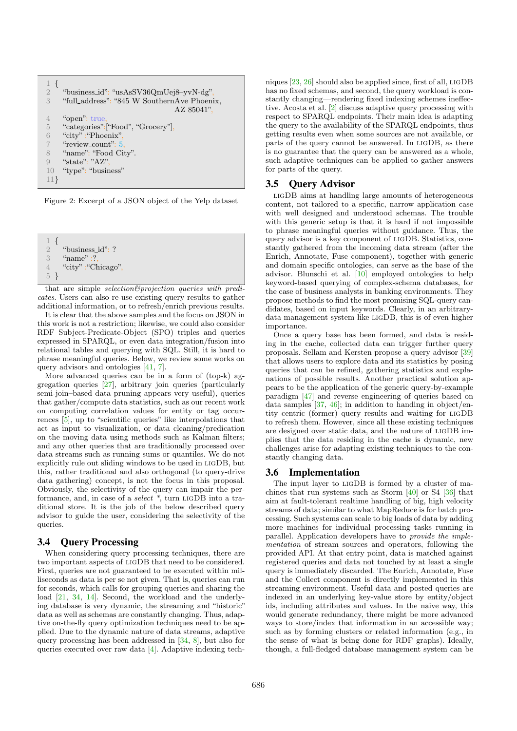```
1 {
2   "business_id": "usAsSV36QmUej8–yvN-dg",
3   "full_address": "845 W SouthernAve Phoenix,
                              AZ 85041",
4   "open": true,
5   "categories":["Food", "Grocery"],
6   "city" :"Phoenix",
7   "review_count": 5,
8   "name": "Food City".
9   "state": "AZ",
10  "type": "business"
11}
```

Figure 2: Excerpt of a JSON object of the Yelp dataset

```
1 {
2   "business_id": ?
3   "name" :?,
4   "city" :"Chicago",
5 }
```

that are simple *selection&projection queries with predicates*. Users can also re-use existing query results to gather additional information, or to refresh/enrich previous results.

It is clear that the above samples and the focus on JSON in this work is not a restriction; likewise, we could also consider RDF Subject-Predicate-Object (SPO) triples and queries expressed in SPARQL, or even data integration/fusion into relational tables and querying with SQL. Still, it is hard to phrase meaningful queries. Below, we review some works on query advisors and ontologies [41, 7].

More advanced queries can be in a form of (top-k) aggregation queries [27], arbitrary join queries (particularly semi-join–based data pruning appears very useful), queries that gather/compute data statistics, such as our recent work on computing correlation values for entity or tag occurrences [5], up to "scientific queries" like interpolations that act as input to visualization, or data cleaning/predication on the moving data using methods such as Kalman filters; and any other queries that are traditionally processed over data streams such as running sums or quantiles. We do not explicitly rule out sliding windows to be used in LIGDB, but this, rather traditional and also orthogonal (to query-drive data gathering) concept, is not the focus in this proposal. Obviously, the selectivity of the query can impair the performance, and, in case of a *select \**, turn LIGDB into a traditional store. It is the job of the below described query advisor to guide the user, considering the selectivity of the queries.

## 3.4 Query Processing

When considering query processing techniques, there are two important aspects of LIGDB that need to be considered. First, queries are not guaranteed to be executed within milliseconds as data is per se not given. That is, queries can run for seconds, which calls for grouping queries and sharing the load [21, 34, 14]. Second, the workload and the underlying database is very dynamic, the streaming and "historic" data as well as schemas are constantly changing. Thus, adaptive on-the-fly query optimization techniques need to be applied. Due to the dynamic nature of data streams, adaptive query processing has been addressed in [34, 8], but also for queries executed over raw data [4]. Adaptive indexing techniques [23, 26] should also be applied since, first of all, LIGDB has no fixed schemas, and second, the query workload is constantly changing—rendering fixed indexing schemes ineffective. Acosta et al. [2] discuss adaptive query processing with respect to SPARQL endpoints. Their main idea is adapting the query to the availability of the SPARQL endpoints, thus getting results even when some sources are not available, or parts of the query cannot be answered. In LIGDB, as there is no guarantee that the query can be answered as a whole, such adaptive techniques can be applied to gather answers for parts of the query.

## 3.5 Query Advisor

LIGDB aims at handling large amounts of heterogeneous content, not tailored to a specific, narrow application case with well designed and understood schemas. The trouble with this generic setup is that it is hard if not impossible to phrase meaningful queries without guidance. Thus, the query advisor is a key component of LIGDB. Statistics, constantly gathered from the incoming data stream (after the Enrich, Annotate, Fuse component), together with generic and domain specific ontologies, can serve as the base of the advisor. Blunschi et al. [10] employed ontologies to help keyword-based querying of complex-schema databases, for the case of business analysts in banking environments. They propose methods to find the most promising SQL-query candidates, based on input keywords. Clearly, in an arbitrary-data management system like LIGDB, this is of even higher importance.

Once a query base has been formed, and data is residing in the cache, collected data can trigger further query proposals. Sellam and Kersten propose a query advisor [39] that allows users to explore data and its statistics by posing queries that can be refined, gathering statistics and explanations of possible results. Another practical solution appears to be the application of the generic query-by-example paradigm [47] and reverse engineering of queries based on data samples [37, 46]; in addition to handing in object/entity centric (former) query results and waiting for LIGDB to refresh them. However, since all these existing techniques are designed over static data, and the nature of LIGDB implies that the data residing in the cache is dynamic, new challenges arise for adapting existing techniques to the constantly changing data.

## 3.6 Implementation

The input layer to LIGDB is formed by a cluster of machines that run systems such as Storm [40] or S4 [36] that aim at fault-tolerant realtime handling of big, high velocity streams of data; similar to what MapReduce is for batch processing. Such systems can scale to big loads of data by adding more machines for individual processing tasks running in parallel. Application developers have to *provide the implementation* of stream sources and operators, following the provided API. At that entry point, data is matched against registered queries and data not touched by at least a single query is immediately discarded. The Enrich, Annotate, Fuse and the Collect component is directly implemented in this streaming environment. Useful data and posted queries are indexed in an underlying key-value store by entity/object ids, including attributes and values. In the naive way, this would generate redundancy, there might be more advanced ways to store/index that information in an accessible way; such as by forming clusters or related information (e.g., in the sense of what is being done for RDF graphs). Ideally, though, a full-fledged database management system can be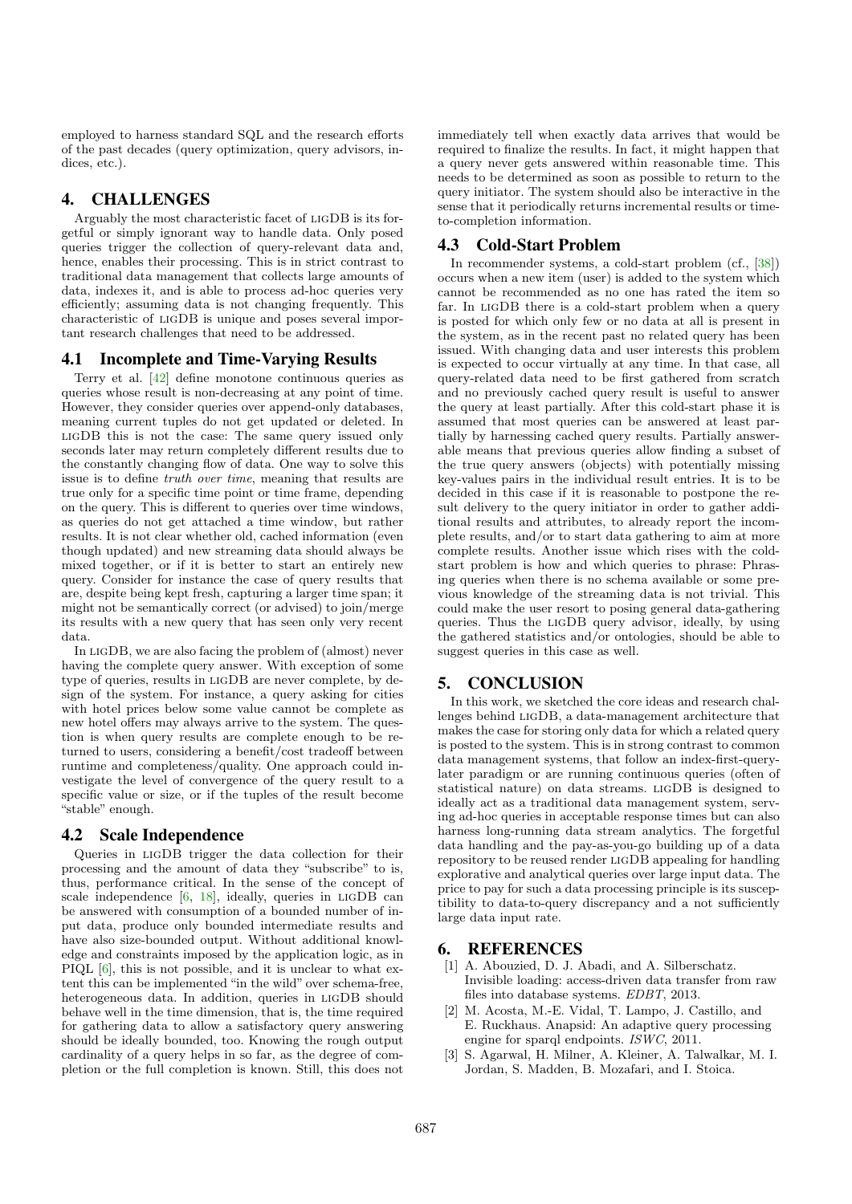employed to harness standard SQL and the research efforts of the past decades (query optimization, query advisors, indices, etc.).

## 4. CHALLENGES

Arguably the most characteristic facet of LIGDB is its forgetful or simply ignorant way to handle data. Only posed queries trigger the collection of query-relevant data and, hence, enables their processing. This is in strict contrast to traditional data management that collects large amounts of data, indexes it, and is able to process ad-hoc queries very efficiently; assuming data is not changing frequently. This characteristic of LIGDB is unique and poses several important research challenges that need to be addressed.

### 4.1 Incomplete and Time-Varying Results

Terry et al. [42] define monotone continuous queries as queries whose result is non-decreasing at any point of time. However, they consider queries over append-only databases, meaning current tuples do not get updated or deleted. In LIGDB this is not the case: The same query issued only seconds later may return completely different results due to the constantly changing flow of data. One way to solve this issue is to define *truth over time*, meaning that results are true only for a specific time point or time frame, depending on the query. This is different to queries over time windows, as queries do not get attached a time window, but rather results. It is not clear whether old, cached information (even though updated) and new streaming data should always be mixed together, or if it is better to start an entirely new query. Consider for instance the case of query results that are, despite being kept fresh, capturing a larger time span; it might not be semantically correct (or advised) to join/merge its results with a new query that has seen only very recent data.

In LIGDB, we are also facing the problem of (almost) never having the complete query answer. With exception of some type of queries, results in LIGDB are never complete, by design of the system. For instance, a query asking for cities with hotel prices below some value cannot be complete as new hotel offers may always arrive to the system. The question is when query results are complete enough to be returned to users, considering a benefit/cost tradeoff between runtime and completeness/quality. One approach could investigate the level of convergence of the query result to a specific value or size, or if the tuples of the result become "stable" enough.

### 4.2 Scale Independence

Queries in LIGDB trigger the data collection for their processing and the amount of data they "subscribe" to is, thus, performance critical. In the sense of the concept of scale independence [6, 18], ideally, queries in LIGDB can be answered with consumption of a bounded number of input data, produce only bounded intermediate results and have also size-bounded output. Without additional knowledge and constraints imposed by the application logic, as in PIQL [6], this is not possible, and it is unclear to what extent this can be implemented "in the wild" over schema-free, heterogeneous data. In addition, queries in LIGDB should behave well in the time dimension, that is, the time required for gathering data to allow a satisfactory query answering should be ideally bounded, too. Knowing the rough output cardinality of a query helps in so far, as the degree of completion or the full completion is known. Still, this does not immediately tell when exactly data arrives that would be required to finalize the results. In fact, it might happen that a query never gets answered within reasonable time. This needs to be determined as soon as possible to return to the query initiator. The system should also be interactive in the sense that it periodically returns incremental results or time-to-completion information.

### 4.3 Cold-Start Problem

In recommender systems, a cold-start problem (cf., [38]) occurs when a new item (user) is added to the system which cannot be recommended as no one has rated the item so far. In LIGDB there is a cold-start problem when a query is posted for which only few or no data at all is present in the system, as in the recent past no related query has been issued. With changing data and user interests this problem is expected to occur virtually at any time. In that case, all query-related data need to be first gathered from scratch and no previously cached query result is useful to answer the query at least partially. After this cold-start phase it is assumed that most queries can be answered at least partially by harnessing cached query results. Partially answerable means that previous queries allow finding a subset of the true query answers (objects) with potentially missing key-values pairs in the individual result entries. It is to be decided in this case if it is reasonable to postpone the result delivery to the query initiator in order to gather additional results and attributes, to already report the incomplete results, and/or to start data gathering to aim at more complete results. Another issue which rises with the cold-start problem is how and which queries to phrase: Phrasing queries when there is no schema available or some previous knowledge of the streaming data is not trivial. This could make the user resort to posing general data-gathering queries. Thus the LIGDB query advisor, ideally, by using the gathered statistics and/or ontologies, should be able to suggest queries in this case as well.

## 5. CONCLUSION

In this work, we sketched the core ideas and research challenges behind LIGDB, a data-management architecture that makes the case for storing only data for which a related query is posted to the system. This is in strong contrast to common data management systems, that follow an index-first-query-later paradigm or are running continuous queries (often of statistical nature) on data streams. LIGDB is designed to ideally act as a traditional data management system, serving ad-hoc queries in acceptable response times but can also harness long-running data stream analytics. The forgetful data handling and the pay-as-you-go building up of a data repository to be reused render LIGDB appealing for handling explorative and analytical queries over large input data. The price to pay for such a data processing principle is its susceptibility to data-to-query discrepancy and a not sufficiently large data input rate.

## 6. REFERENCES

[1] A. Abouzied, D. J. Abadi, and A. Silberschatz. Invisible loading: access-driven data transfer from raw files into database systems. *EDBT*, 2013.

[2] M. Acosta, M.-E. Vidal, T. Lampo, J. Castillo, and E. Ruckhaus. Anapsid: An adaptive query processing engine for sparql endpoints. *ISWC*, 2011.

[3] S. Agarwal, H. Milner, A. Kleiner, A. Talwalkar, M. I. Jordan, S. Madden, B. Mozafari, and I. Stoica.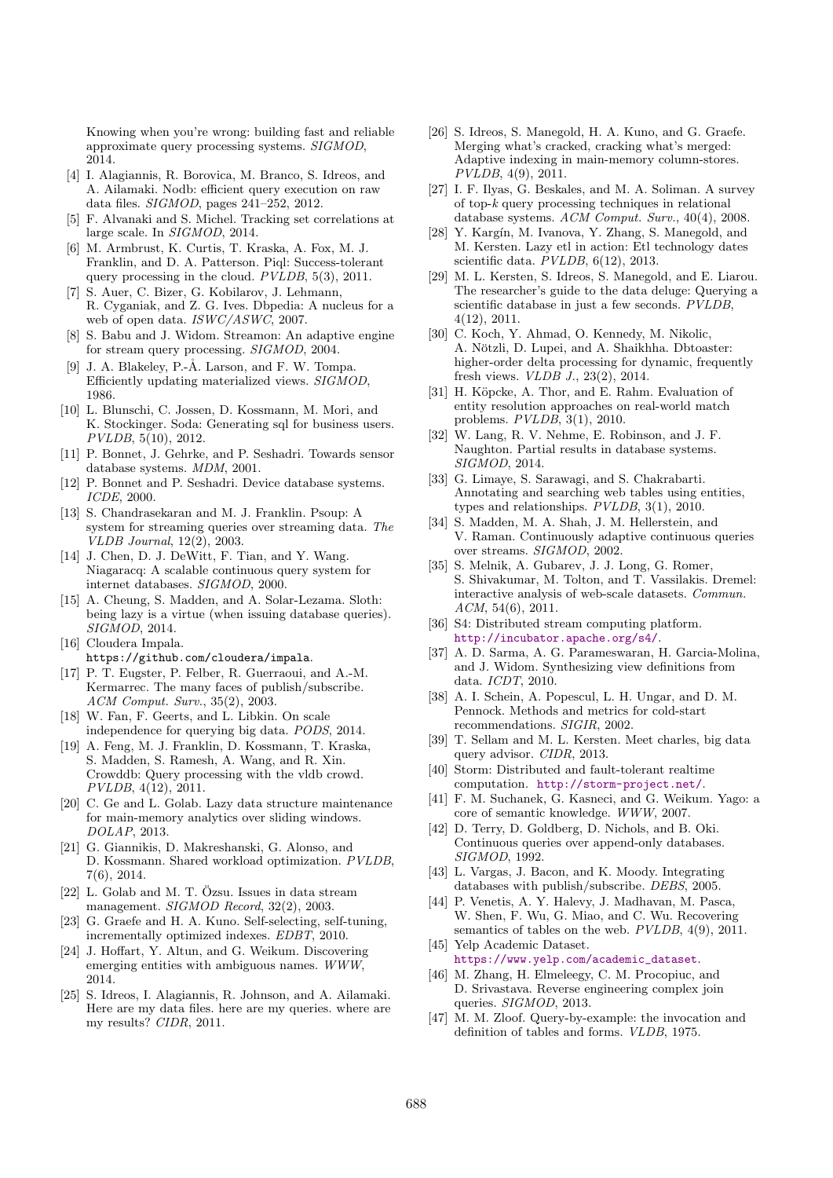Knowing when you're wrong: building fast and reliable approximate query processing systems. *SIGMOD*, 2014.

[4] I. Alagiannis, R. Borovica, M. Branco, S. Idreos, and A. Ailamaki. Nodb: efficient query execution on raw data files. *SIGMOD*, pages 241–252, 2012.

[5] F. Alvanaki and S. Michel. Tracking set correlations at large scale. In *SIGMOD*, 2014.

[6] M. Armbrust, K. Curtis, T. Kraska, A. Fox, M. J. Franklin, and D. A. Patterson. Piql: Success-tolerant query processing in the cloud. *PVLDB*, 5(3), 2011.

[7] S. Auer, C. Bizer, G. Kobilarov, J. Lehmann, R. Cyganiak, and Z. G. Ives. Dbpedia: A nucleus for a web of open data. *ISWC/ASWC*, 2007.

[8] S. Babu and J. Widom. Streamon: An adaptive engine for stream query processing. *SIGMOD*, 2004.

[9] J. A. Blakeley, P.-Å. Larson, and F. W. Tompa. Efficiently updating materialized views. *SIGMOD*, 1986.

[10] L. Blunschi, C. Jossen, D. Kossmann, M. Mori, and K. Stockinger. Soda: Generating sql for business users. *PVLDB*, 5(10), 2012.

[11] P. Bonnet, J. Gehrke, and P. Seshadri. Towards sensor database systems. *MDM*, 2001.

[12] P. Bonnet and P. Seshadri. Device database systems. *ICDE*, 2000.

[13] S. Chandrasekaran and M. J. Franklin. Psoup: A system for streaming queries over streaming data. *The VLDB Journal*, 12(2), 2003.

[14] J. Chen, D. J. DeWitt, F. Tian, and Y. Wang. Niagaracq: A scalable continuous query system for internet databases. *SIGMOD*, 2000.

[15] A. Cheung, S. Madden, and A. Solar-Lezama. Sloth: being lazy is a virtue (when issuing database queries). *SIGMOD*, 2014.

[16] Cloudera Impala. `https://github.com/cloudera/impala`.

[17] P. T. Eugster, P. Felber, R. Guerraoui, and A.-M. Kermarrec. The many faces of publish/subscribe. *ACM Comput. Surv.*, 35(2), 2003.

[18] W. Fan, F. Geerts, and L. Libkin. On scale independence for querying big data. *PODS*, 2014.

[19] A. Feng, M. J. Franklin, D. Kossmann, T. Kraska, S. Madden, S. Ramesh, A. Wang, and R. Xin. Crowddb: Query processing with the vldb crowd. *PVLDB*, 4(12), 2011.

[20] C. Ge and L. Golab. Lazy data structure maintenance for main-memory analytics over sliding windows. *DOLAP*, 2013.

[21] G. Giannikis, D. Makreshanski, G. Alonso, and D. Kossmann. Shared workload optimization. *PVLDB*, 7(6), 2014.

[22] L. Golab and M. T. Özsu. Issues in data stream management. *SIGMOD Record*, 32(2), 2003.

[23] G. Graefe and H. A. Kuno. Self-selecting, self-tuning, incrementally optimized indexes. *EDBT*, 2010.

[24] J. Hoffart, Y. Altun, and G. Weikum. Discovering emerging entities with ambiguous names. *WWW*, 2014.

[25] S. Idreos, I. Alagiannis, R. Johnson, and A. Ailamaki. Here are my data files. here are my queries. where are my results? *CIDR*, 2011.

[26] S. Idreos, S. Manegold, H. A. Kuno, and G. Graefe. Merging what's cracked, cracking what's merged: Adaptive indexing in main-memory column-stores. *PVLDB*, 4(9), 2011.

[27] I. F. Ilyas, G. Beskales, and M. A. Soliman. A survey of top-$k$ query processing techniques in relational database systems. *ACM Comput. Surv.*, 40(4), 2008.

[28] Y. Kargín, M. Ivanova, Y. Zhang, S. Manegold, and M. Kersten. Lazy etl in action: Etl technology dates scientific data. *PVLDB*, 6(12), 2013.

[29] M. L. Kersten, S. Idreos, S. Manegold, and E. Liarou. The researcher's guide to the data deluge: Querying a scientific database in just a few seconds. *PVLDB*, 4(12), 2011.

[30] C. Koch, Y. Ahmad, O. Kennedy, M. Nikolic, A. Nötzli, D. Lupei, and A. Shaikhha. Dbtoaster: higher-order delta processing for dynamic, frequently fresh views. *VLDB J.*, 23(2), 2014.

[31] H. Köpcke, A. Thor, and E. Rahm. Evaluation of entity resolution approaches on real-world match problems. *PVLDB*, 3(1), 2010.

[32] W. Lang, R. V. Nehme, E. Robinson, and J. F. Naughton. Partial results in database systems. *SIGMOD*, 2014.

[33] G. Limaye, S. Sarawagi, and S. Chakrabarti. Annotating and searching web tables using entities, types and relationships. *PVLDB*, 3(1), 2010.

[34] S. Madden, M. A. Shah, J. M. Hellerstein, and V. Raman. Continuously adaptive continuous queries over streams. *SIGMOD*, 2002.

[35] S. Melnik, A. Gubarev, J. J. Long, G. Romer, S. Shivakumar, M. Tolton, and T. Vassilakis. Dremel: interactive analysis of web-scale datasets. *Commun. ACM*, 54(6), 2011.

[36] S4: Distributed stream computing platform. http://incubator.apache.org/s4/.

[37] A. D. Sarma, A. G. Parameswaran, H. Garcia-Molina, and J. Widom. Synthesizing view definitions from data. *ICDT*, 2010.

[38] A. I. Schein, A. Popescul, L. H. Ungar, and D. M. Pennock. Methods and metrics for cold-start recommendations. *SIGIR*, 2002.

[39] T. Sellam and M. L. Kersten. Meet charles, big data query advisor. *CIDR*, 2013.

[40] Storm: Distributed and fault-tolerant realtime computation. http://storm-project.net/.

[41] F. M. Suchanek, G. Kasneci, and G. Weikum. Yago: a core of semantic knowledge. *WWW*, 2007.

[42] D. Terry, D. Goldberg, D. Nichols, and B. Oki. Continuous queries over append-only databases. *SIGMOD*, 1992.

[43] L. Vargas, J. Bacon, and K. Moody. Integrating databases with publish/subscribe. *DEBS*, 2005.

[44] P. Venetis, A. Y. Halevy, J. Madhavan, M. Pasca, W. Shen, F. Wu, G. Miao, and C. Wu. Recovering semantics of tables on the web. *PVLDB*, 4(9), 2011.

[45] Yelp Academic Dataset. https://www.yelp.com/academic_dataset.

[46] M. Zhang, H. Elmeleegy, C. M. Procopiuc, and D. Srivastava. Reverse engineering complex join queries. *SIGMOD*, 2013.

[47] M. M. Zloof. Query-by-example: the invocation and definition of tables and forms. *VLDB*, 1975.